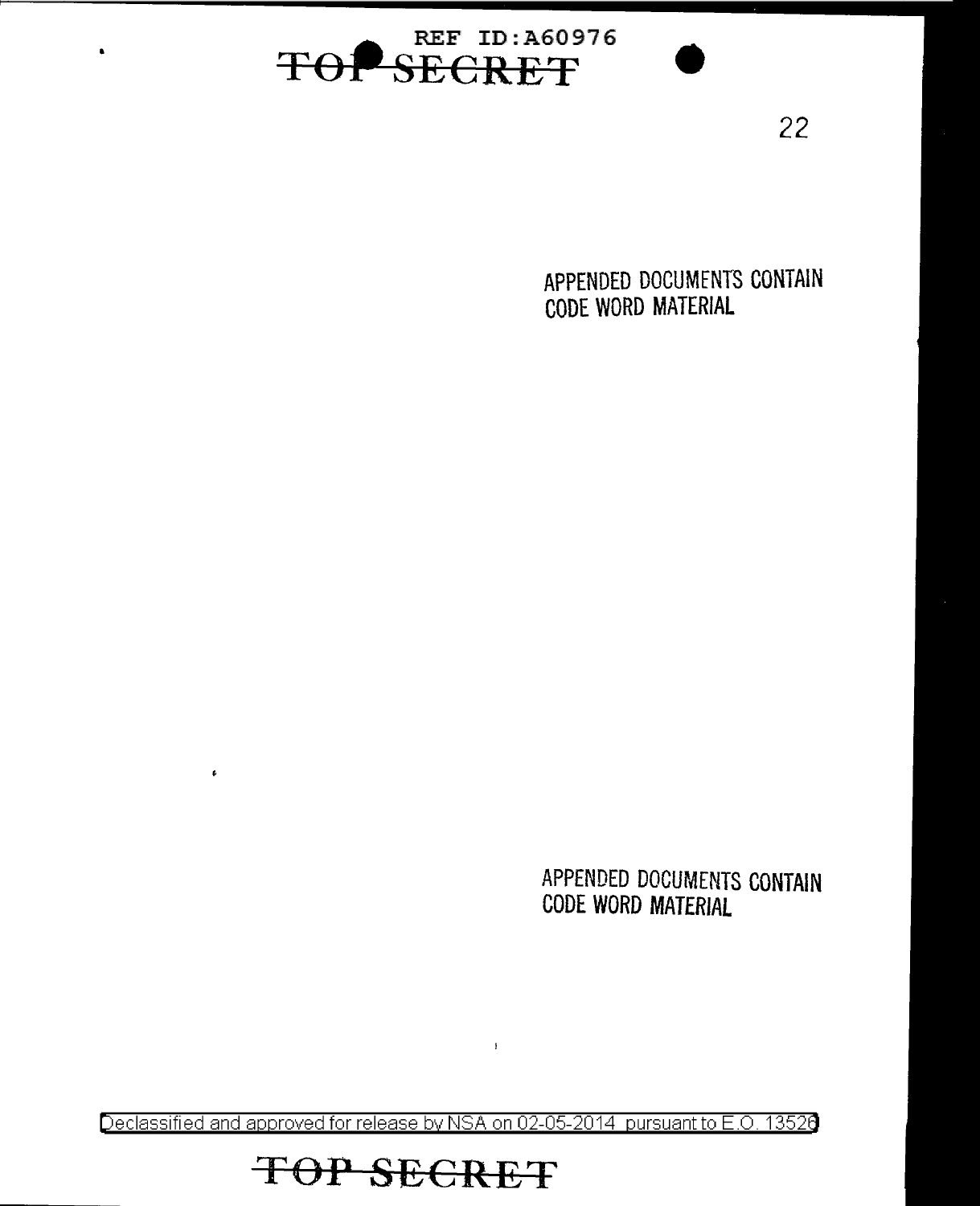REF ID:A60976

TOP SECRET

APPENDED DOCUMENTS CONTAIN CODE WORD MATERIAL

APPENDED DOCUMENTS CONTAIN CODE WORD MATERIAL

Declassified and approved for release by NSA on 02-05-2014 pursuant to E.O. 13526

TOP SECRET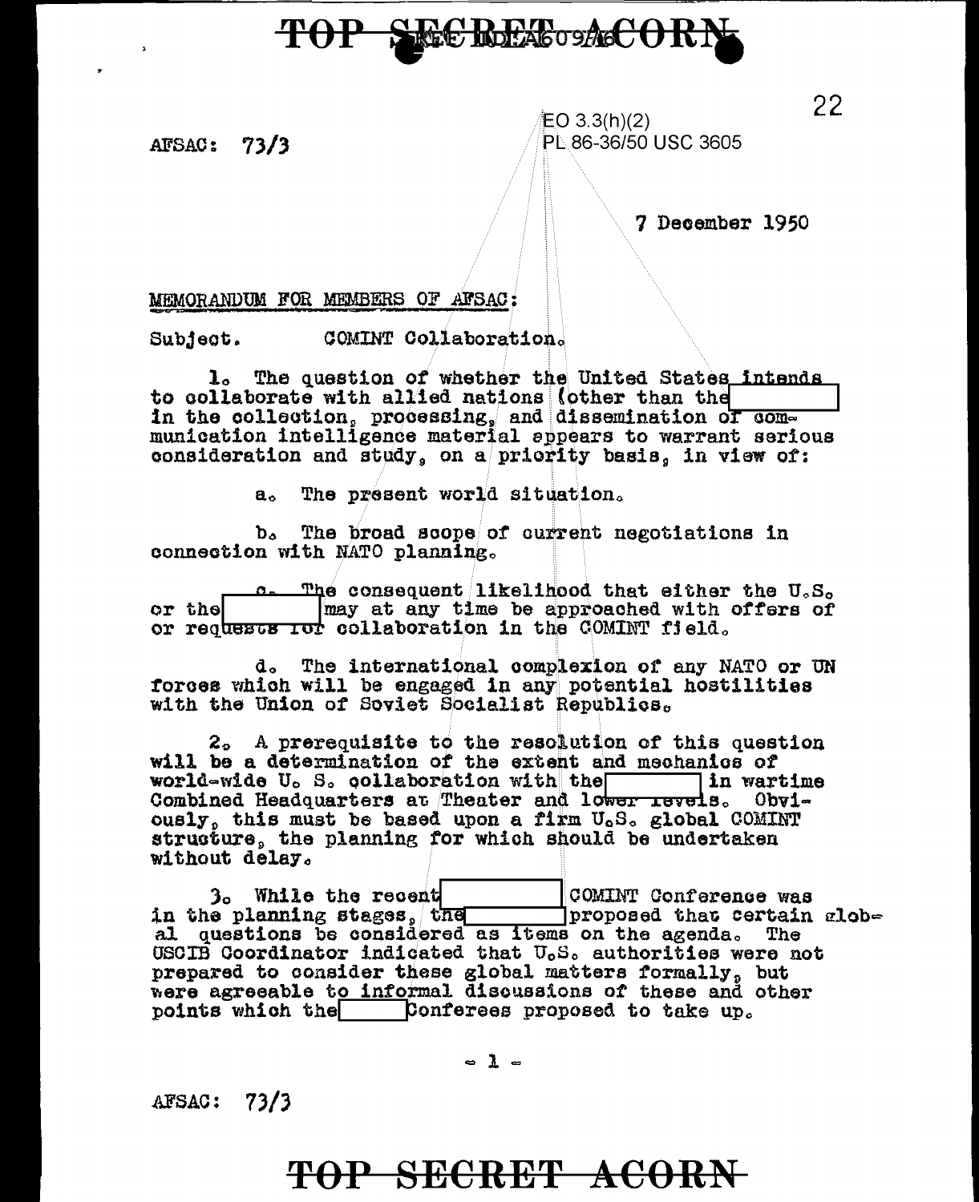AFSAC: 73/3

EO 3.3(h)(2)
PL 86-36/50 USC 3605

7 December 1950

MEMORANDUM FOR MEMBERS OF AFSAC:

Subject. COMINT Collaboration.

1. The question of whether the United States intends to collaborate with allied nations (other than the [ ] in the collection, processing, and dissemination of communication intelligence material appears to warrant serious consideration and study, on a priority basis, in view of:

a. The present world situation.

b. The broad scope of current negotiations in connection with NATO planning.

c. The consequent likelihood that either the U.S. or the [ ] may at any time be approached with offers of or requests for collaboration in the COMINT field.

d. The international complexion of any NATO or UN forces which will be engaged in any potential hostilities with the Union of Soviet Socialist Republics.

2. A prerequisite to the resolution of this question will be a determination of the extent and mechanics of world-wide U. S. collaboration with the [ ] in wartime Combined Headquarters at Theater and lower levels. Obviously, this must be based upon a firm U.S. global COMINT structure, the planning for which should be undertaken without delay.

3. While the recent [ ] COMINT Conference was in the planning stages, the [ ] proposed that certain global questions be considered as items on the agenda. The USCIB Coordinator indicated that U.S. authorities were not prepared to consider these global matters formally, but were agreeable to informal discussions of these and other points which the [ ] Conferees proposed to take up.

AFSAC: 73/3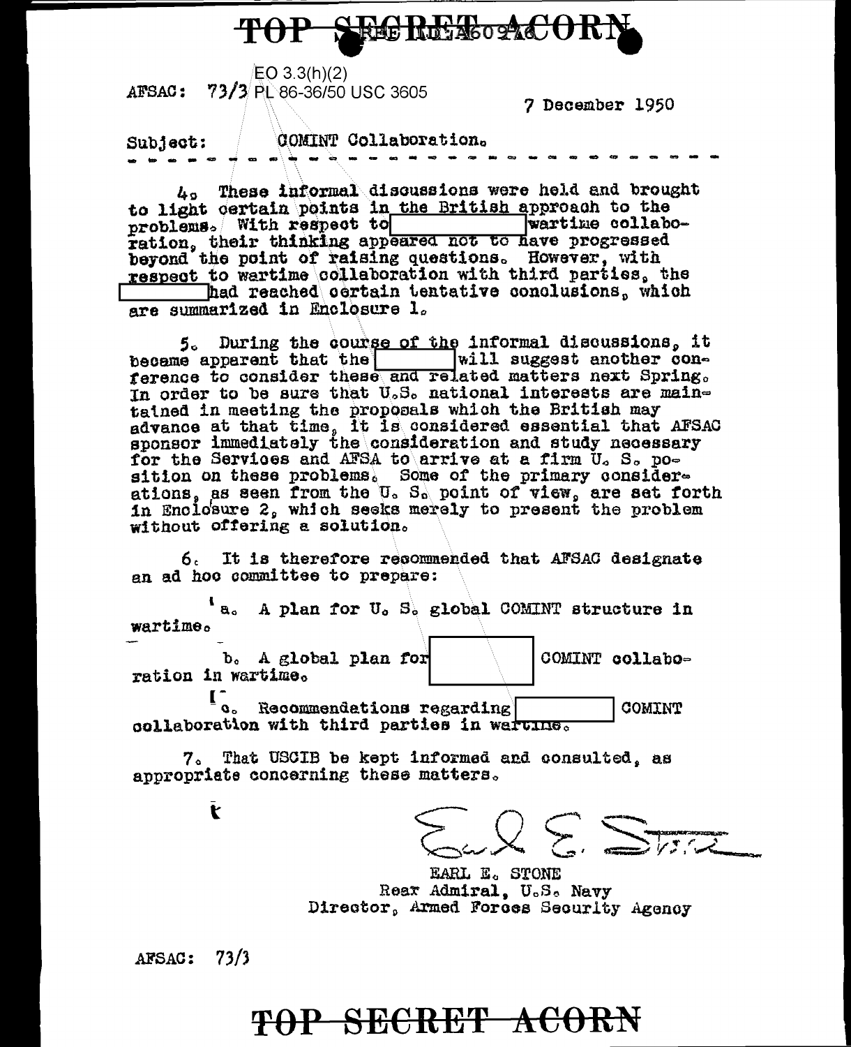TOP SECRET ACORN

REF ID:A60916

EO 3.3(h)(2)
AFSAC: 73/3 PL 86-36/50 USC 3605

7 December 1950

Subject: COMINT Collaboration.

4. These informal discussions were held and brought to light certain points in the British approach to the problems. With respect to [redacted] wartime collaboration, their thinking appeared not to have progressed beyond the point of raising questions. However, with respect to wartime collaboration with third parties, the [redacted] had reached certain tentative conclusions, which are summarized in Enclosure 1.

5. During the course of the informal discussions, it became apparent that the [redacted] will suggest another conference to consider these and related matters next Spring. In order to be sure that U.S. national interests are maintained in meeting the proposals which the British may advance at that time, it is considered essential that AFSAC sponsor immediately the consideration and study necessary for the Services and AFSA to arrive at a firm U. S. position on these problems. Some of the primary considerations, as seen from the U. S. point of view, are set forth in Enclosure 2, which seeks merely to present the problem without offering a solution.

6. It is therefore recommended that AFSAC designate an ad hoc committee to prepare:

a. A plan for U. S. global COMINT structure in wartime.

b. A global plan for [redacted] COMINT collaboration in wartime.

c. Recommendations regarding [redacted] COMINT collaboration with third parties in wartime.

7. That USCIB be kept informed and consulted, as appropriate concerning these matters.

EARL E. STONE
Rear Admiral, U.S. Navy
Director, Armed Forces Security Agency

AFSAC: 73/3

TOP SECRET ACORN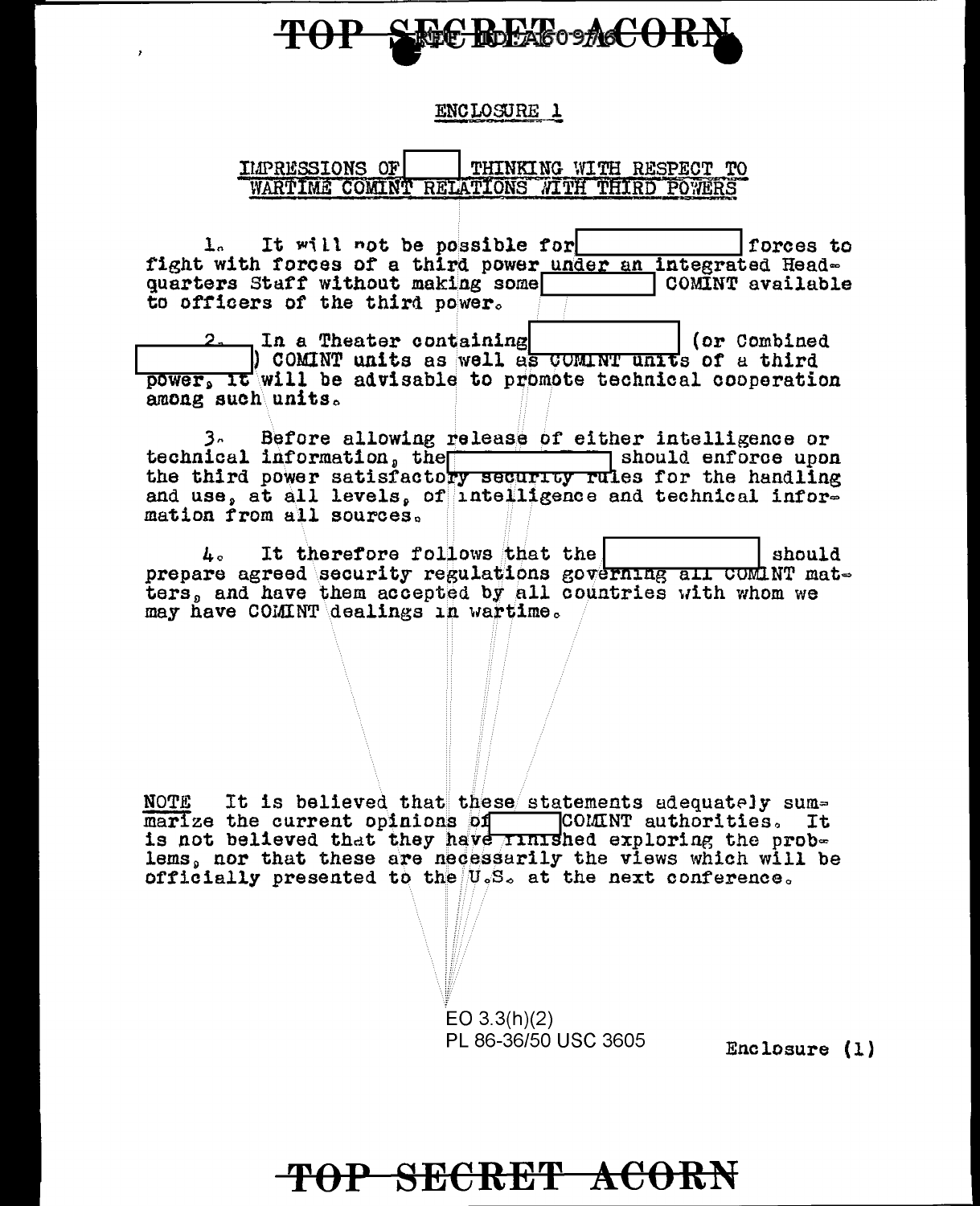ENCLOSURE 1

IMPRESSIONS OF [ ] THINKING WITH RESPECT TO WARTIME COMINT RELATIONS WITH THIRD POWERS

1. It will not be possible for [ ] forces to fight with forces of a third power under an integrated Headquarters Staff without making some [ ] COMINT available to officers of the third power.

2. In a Theater containing [ ] (or Combined [ ]) COMINT units as well as COMINT units of a third power, it will be advisable to promote technical cooperation among such units.

3. Before allowing release of either intelligence or technical information, the [ ] should enforce upon the third power satisfactory security rules for the handling and use, at all levels, of intelligence and technical information from all sources.

4. It therefore follows that the [ ] should prepare agreed security regulations governing all COMINT matters, and have them accepted by all countries with whom we may have COMINT dealings in wartime.

NOTE It is believed that these statements adequately summarize the current opinions of [ ] COMINT authorities. It is not believed that they have finished exploring the problems, nor that these are necessarily the views which will be officially presented to the U.S. at the next conference.

EO 3.3(h)(2)
PL 86-36/50 USC 3605

Enclosure (1)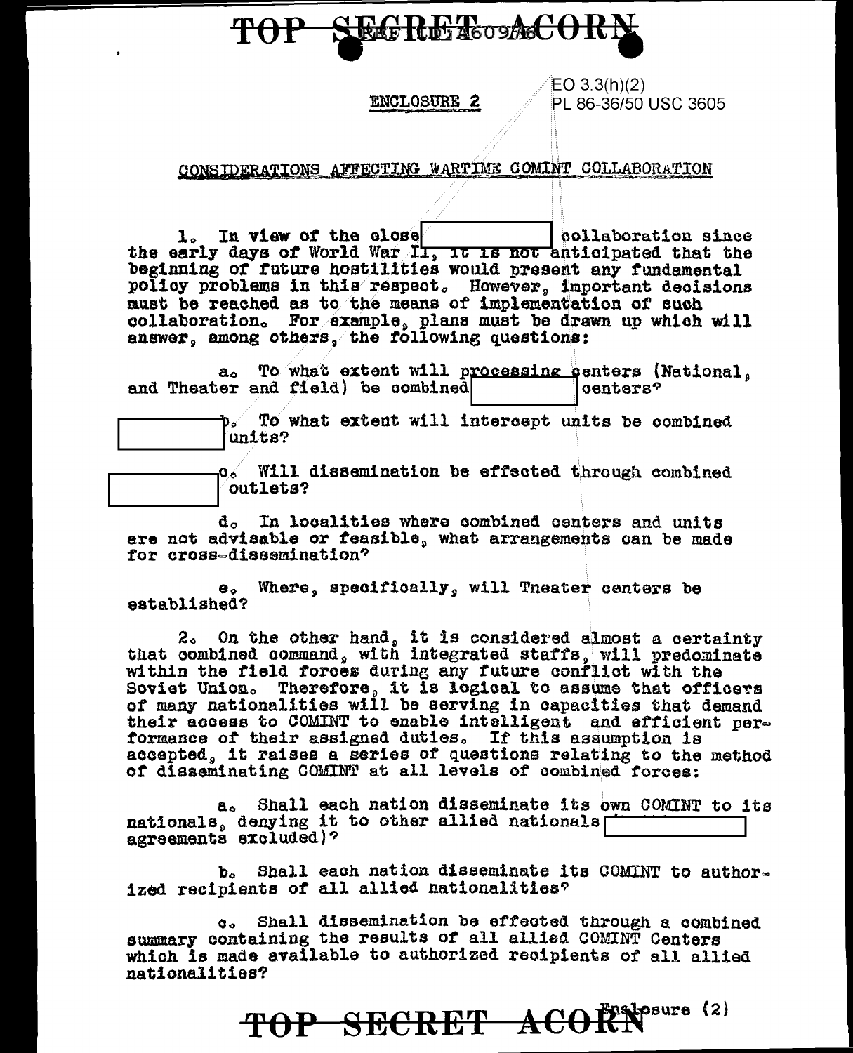ENCLOSURE 2

EO 3.3(h)(2)
PL 86-36/50 USC 3605

CONSIDERATIONS AFFECTING WARTIME COMINT COLLABORATION

1. In view of the close [redacted] collaboration since the early days of World War II, it is not anticipated that the beginning of future hostilities would present any fundamental policy problems in this respect. However, important decisions must be reached as to the means of implementation of such collaboration. For example, plans must be drawn up which will answer, among others, the following questions:

a. To what extent will processing centers (National, and Theater and field) be combined [redacted] centers?

b. To what extent will intercept units be combined [redacted] units?

c. Will dissemination be effected through combined [redacted] outlets?

d. In localities where combined centers and units are not advisable or feasible, what arrangements can be made for cross-dissemination?

e. Where, specifically, will Theater centers be established?

2. On the other hand, it is considered almost a certainty that combined command, with integrated staffs, will predominate within the field forces during any future conflict with the Soviet Union. Therefore, it is logical to assume that officers of many nationalities will be serving in capacities that demand their access to COMINT to enable intelligent and efficient performance of their assigned duties. If this assumption is accepted, it raises a series of questions relating to the method of disseminating COMINT at all levels of combined forces:

a. Shall each nation disseminate its own COMINT to its nationals, denying it to other allied nationals [redacted] agreements excluded)?

b. Shall each nation disseminate its COMINT to authorized recipients of all allied nationalities?

c. Shall dissemination be effected through a combined summary containing the results of all allied COMINT Centers which is made available to authorized recipients of all allied nationalities?

Enclosure (2)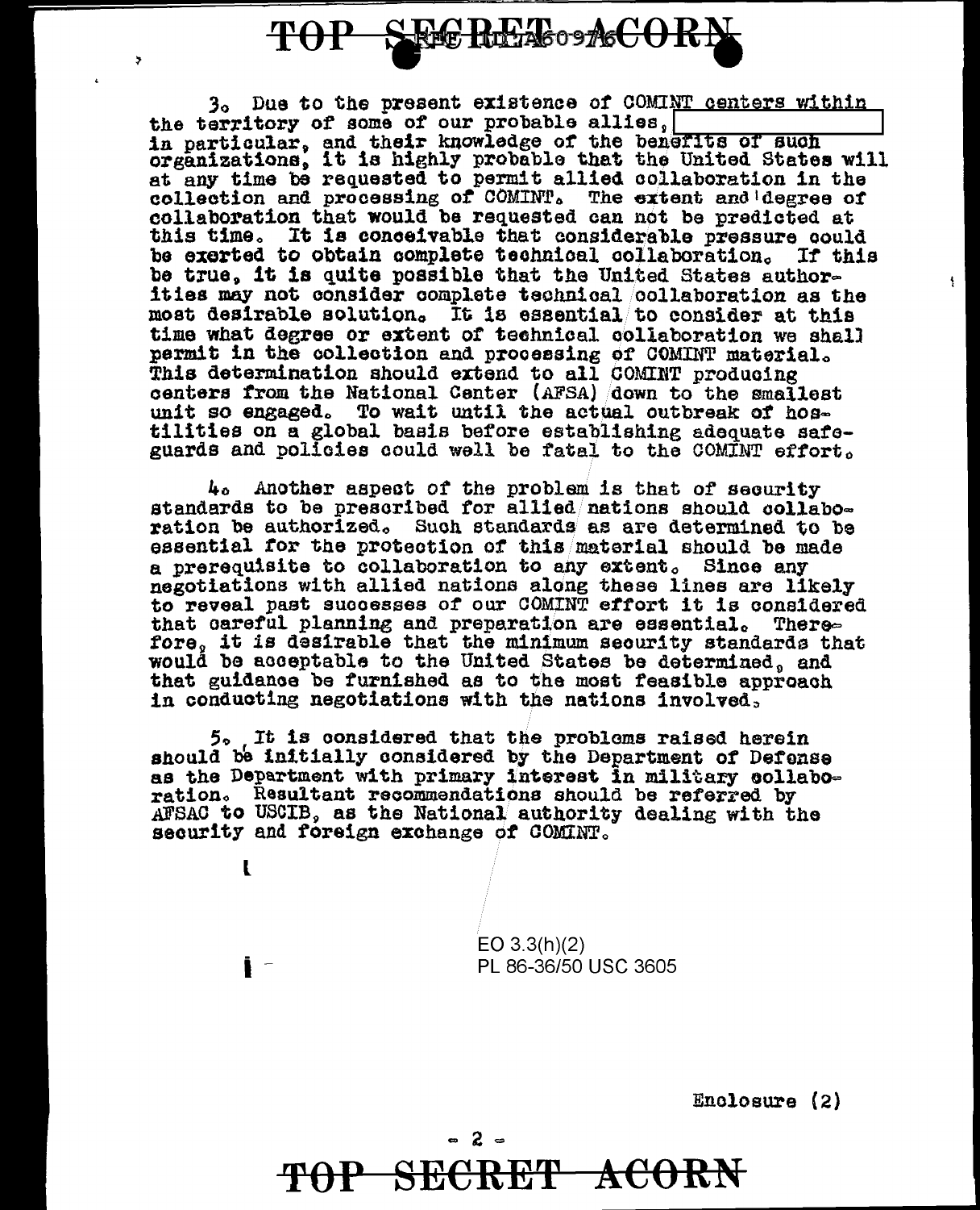3. Due to the present existence of COMINT centers within the territory of some of our probable allies, [redacted] in particular, and their knowledge of the benefits of such organizations, it is highly probable that the United States will at any time be requested to permit allied collaboration in the collection and processing of COMINT. The extent and degree of collaboration that would be requested can not be predicted at this time. It is conceivable that considerable pressure could be exerted to obtain complete technical collaboration. If this be true, it is quite possible that the United States authorities may not consider complete technical collaboration as the most desirable solution. It is essential to consider at this time what degree or extent of technical collaboration we shall permit in the collection and processing of COMINT material. This determination should extend to all COMINT producing centers from the National Center (AFSA) down to the smallest unit so engaged. To wait until the actual outbreak of hostilities on a global basis before establishing adequate safeguards and policies could well be fatal to the COMINT effort.

4. Another aspect of the problem is that of security standards to be prescribed for allied nations should collaboration be authorized. Such standards as are determined to be essential for the protection of this material should be made a prerequisite to collaboration to any extent. Since any negotiations with allied nations along these lines are likely to reveal past successes of our COMINT effort it is considered that careful planning and preparation are essential. Therefore, it is desirable that the minimum security standards that would be acceptable to the United States be determined, and that guidance be furnished as to the most feasible approach in conducting negotiations with the nations involved.

5. It is considered that the problems raised herein should be initially considered by the Department of Defense as the Department with primary interest in military collaboration. Resultant recommendations should be referred by AFSAC to USCIB, as the National authority dealing with the security and foreign exchange of COMINT.

EO 3.3(h)(2)
PL 86-36/50 USC 3605

Enclosure (2)